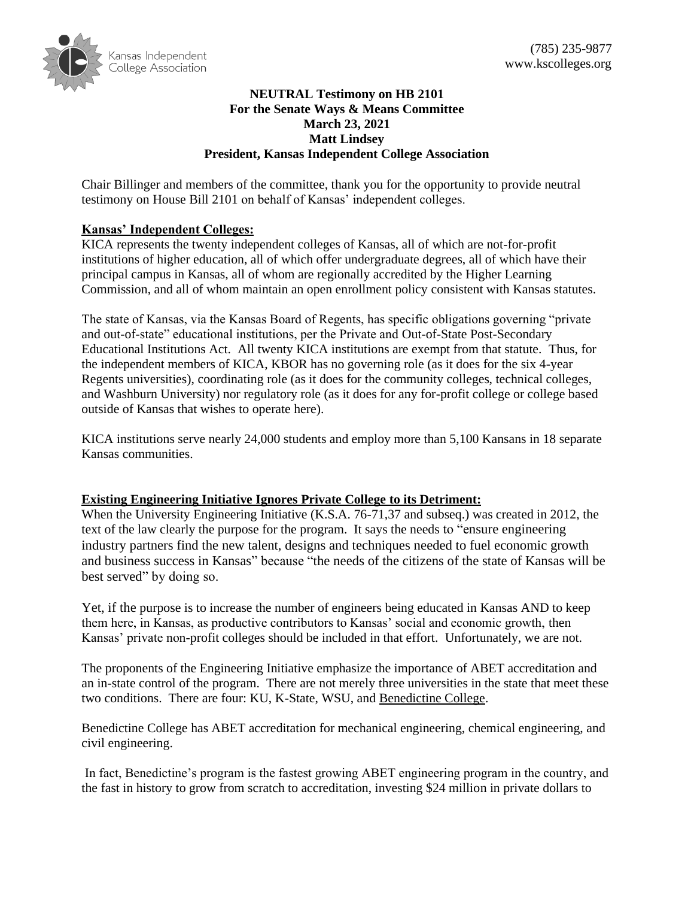Kansas Independent College Association

(785) 235-9877
www.kscolleges.org

**NEUTRAL Testimony on HB 2101**
**For the Senate Ways & Means Committee**
**March 23, 2021**
**Matt Lindsey**
**President, Kansas Independent College Association**

Chair Billinger and members of the committee, thank you for the opportunity to provide neutral testimony on House Bill 2101 on behalf of Kansas' independent colleges.

**Kansas' Independent Colleges:**

KICA represents the twenty independent colleges of Kansas, all of which are not-for-profit institutions of higher education, all of which offer undergraduate degrees, all of which have their principal campus in Kansas, all of whom are regionally accredited by the Higher Learning Commission, and all of whom maintain an open enrollment policy consistent with Kansas statutes.

The state of Kansas, via the Kansas Board of Regents, has specific obligations governing "private and out-of-state" educational institutions, per the Private and Out-of-State Post-Secondary Educational Institutions Act. All twenty KICA institutions are exempt from that statute. Thus, for the independent members of KICA, KBOR has no governing role (as it does for the six 4-year Regents universities), coordinating role (as it does for the community colleges, technical colleges, and Washburn University) nor regulatory role (as it does for any for-profit college or college based outside of Kansas that wishes to operate here).

KICA institutions serve nearly 24,000 students and employ more than 5,100 Kansans in 18 separate Kansas communities.

**Existing Engineering Initiative Ignores Private College to its Detriment:**

When the University Engineering Initiative (K.S.A. 76-71,37 and subseq.) was created in 2012, the text of the law clearly the purpose for the program. It says the needs to "ensure engineering industry partners find the new talent, designs and techniques needed to fuel economic growth and business success in Kansas" because "the needs of the citizens of the state of Kansas will be best served" by doing so.

Yet, if the purpose is to increase the number of engineers being educated in Kansas AND to keep them here, in Kansas, as productive contributors to Kansas' social and economic growth, then Kansas' private non-profit colleges should be included in that effort. Unfortunately, we are not.

The proponents of the Engineering Initiative emphasize the importance of ABET accreditation and an in-state control of the program. There are not merely three universities in the state that meet these two conditions. There are four: KU, K-State, WSU, and Benedictine College.

Benedictine College has ABET accreditation for mechanical engineering, chemical engineering, and civil engineering.

In fact, Benedictine's program is the fastest growing ABET engineering program in the country, and the fast in history to grow from scratch to accreditation, investing $24 million in private dollars to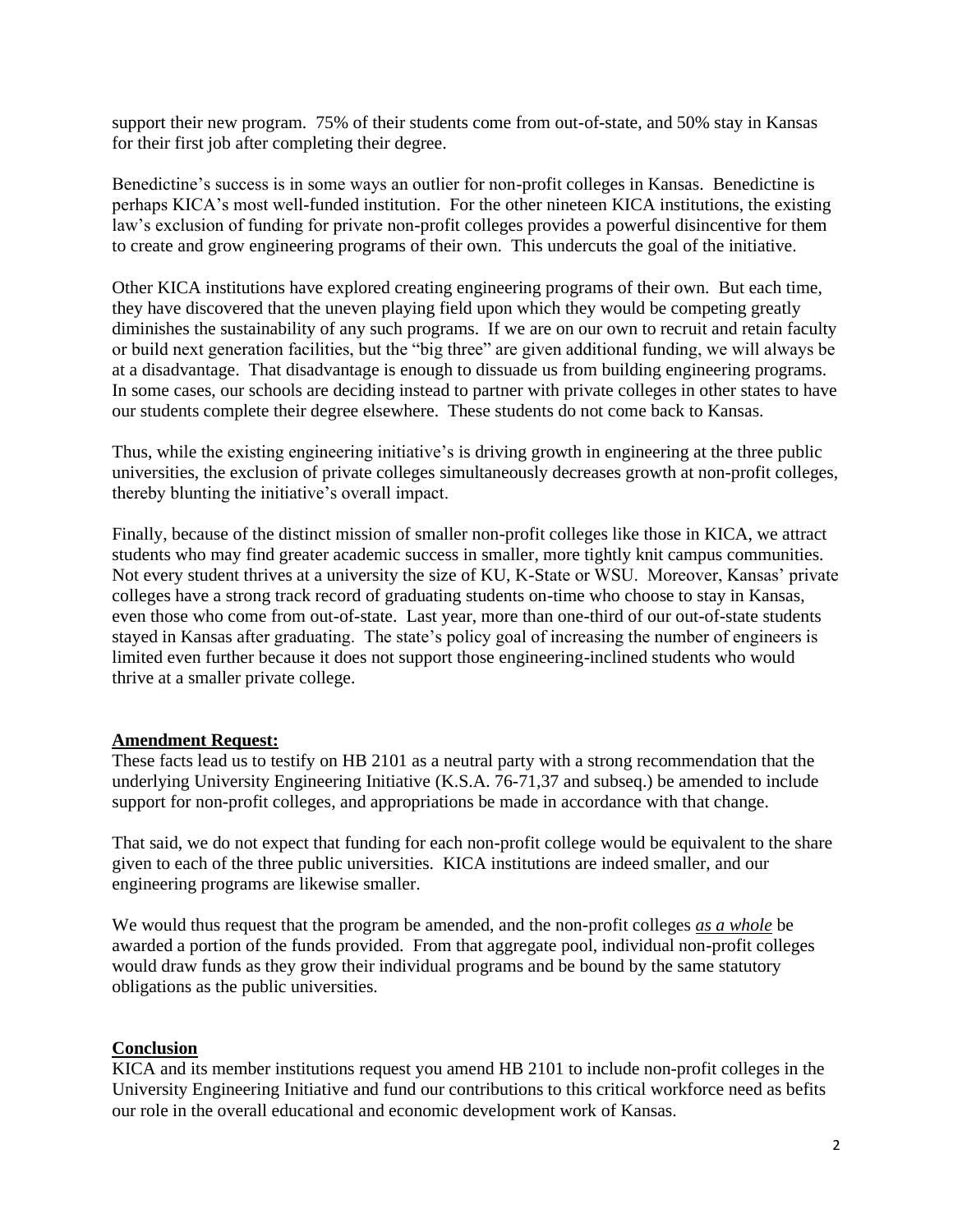support their new program. 75% of their students come from out-of-state, and 50% stay in Kansas for their first job after completing their degree.

Benedictine's success is in some ways an outlier for non-profit colleges in Kansas. Benedictine is perhaps KICA's most well-funded institution. For the other nineteen KICA institutions, the existing law's exclusion of funding for private non-profit colleges provides a powerful disincentive for them to create and grow engineering programs of their own. This undercuts the goal of the initiative.

Other KICA institutions have explored creating engineering programs of their own. But each time, they have discovered that the uneven playing field upon which they would be competing greatly diminishes the sustainability of any such programs. If we are on our own to recruit and retain faculty or build next generation facilities, but the "big three" are given additional funding, we will always be at a disadvantage. That disadvantage is enough to dissuade us from building engineering programs. In some cases, our schools are deciding instead to partner with private colleges in other states to have our students complete their degree elsewhere. These students do not come back to Kansas.

Thus, while the existing engineering initiative's is driving growth in engineering at the three public universities, the exclusion of private colleges simultaneously decreases growth at non-profit colleges, thereby blunting the initiative's overall impact.

Finally, because of the distinct mission of smaller non-profit colleges like those in KICA, we attract students who may find greater academic success in smaller, more tightly knit campus communities. Not every student thrives at a university the size of KU, K-State or WSU. Moreover, Kansas' private colleges have a strong track record of graduating students on-time who choose to stay in Kansas, even those who come from out-of-state. Last year, more than one-third of our out-of-state students stayed in Kansas after graduating. The state's policy goal of increasing the number of engineers is limited even further because it does not support those engineering-inclined students who would thrive at a smaller private college.

**Amendment Request:**

These facts lead us to testify on HB 2101 as a neutral party with a strong recommendation that the underlying University Engineering Initiative (K.S.A. 76-71,37 and subseq.) be amended to include support for non-profit colleges, and appropriations be made in accordance with that change.

That said, we do not expect that funding for each non-profit college would be equivalent to the share given to each of the three public universities. KICA institutions are indeed smaller, and our engineering programs are likewise smaller.

We would thus request that the program be amended, and the non-profit colleges ***as a whole*** be awarded a portion of the funds provided. From that aggregate pool, individual non-profit colleges would draw funds as they grow their individual programs and be bound by the same statutory obligations as the public universities.

**Conclusion**

KICA and its member institutions request you amend HB 2101 to include non-profit colleges in the University Engineering Initiative and fund our contributions to this critical workforce need as befits our role in the overall educational and economic development work of Kansas.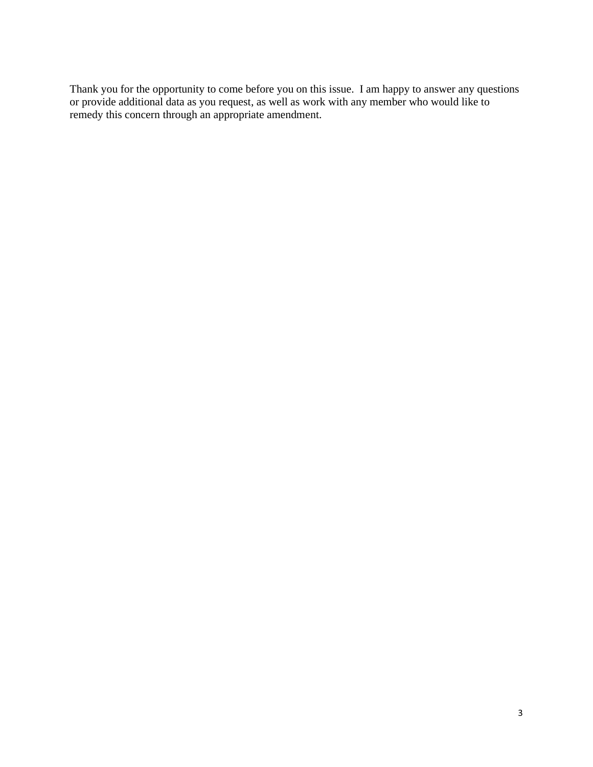Thank you for the opportunity to come before you on this issue. I am happy to answer any questions or provide additional data as you request, as well as work with any member who would like to remedy this concern through an appropriate amendment.